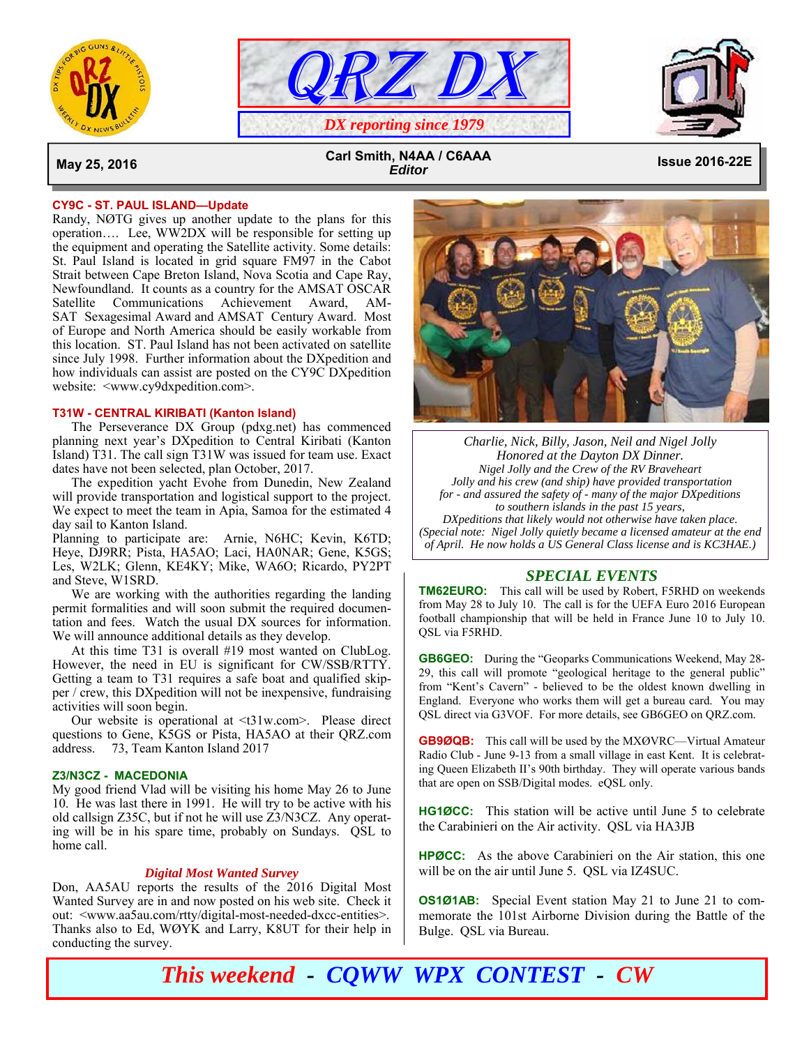# QRZ DX

*DX reporting since 1979*

**May 25, 2016** — **Carl Smith, N4AA / C6AAA** *Editor* — **Issue 2016-22E**

### CY9C - ST. PAUL ISLAND—Update

Randy, NØTG gives up another update to the plans for this operation…. Lee, WW2DX will be responsible for setting up the equipment and operating the Satellite activity. Some details: St. Paul Island is located in grid square FM97 in the Cabot Strait between Cape Breton Island, Nova Scotia and Cape Ray, Newfoundland. It counts as a country for the AMSAT OSCAR Satellite Communications Achievement Award, AMSAT Sexagesimal Award and AMSAT Century Award. Most of Europe and North America should be easily workable from this location. ST. Paul Island has not been activated on satellite since July 1998. Further information about the DXpedition and how individuals can assist are posted on the CY9C DXpedition website: <www.cy9dxpedition.com>.

### T31W - CENTRAL KIRIBATI (Kanton Island)

The Perseverance DX Group (pdxg.net) has commenced planning next year's DXpedition to Central Kiribati (Kanton Island) T31. The call sign T31W was issued for team use. Exact dates have not been selected, plan October, 2017.

The expedition yacht Evohe from Dunedin, New Zealand will provide transportation and logistical support to the project. We expect to meet the team in Apia, Samoa for the estimated 4 day sail to Kanton Island.

Planning to participate are: Arnie, N6HC; Kevin, K6TD; Heye, DJ9RR; Pista, HA5AO; Laci, HA0NAR; Gene, K5GS; Les, W2LK; Glenn, KE4KY; Mike, WA6O; Ricardo, PY2PT and Steve, W1SRD.

We are working with the authorities regarding the landing permit formalities and will soon submit the required documentation and fees. Watch the usual DX sources for information. We will announce additional details as they develop.

At this time T31 is overall #19 most wanted on ClubLog. However, the need in EU is significant for CW/SSB/RTTY. Getting a team to T31 requires a safe boat and qualified skipper / crew, this DXpedition will not be inexpensive, fundraising activities will soon begin.

Our website is operational at <t31w.com>. Please direct questions to Gene, K5GS or Pista, HA5AO at their QRZ.com address. 73, Team Kanton Island 2017

### Z3/N3CZ - MACEDONIA

My good friend Vlad will be visiting his home May 26 to June 10. He was last there in 1991. He will try to be active with his old callsign Z35C, but if not he will use Z3/N3CZ. Any operating will be in his spare time, probably on Sundays. QSL to home call.

### *Digital Most Wanted Survey*

Don, AA5AU reports the results of the 2016 Digital Most Wanted Survey are in and now posted on his web site. Check it out: <www.aa5au.com/rtty/digital-most-needed-dxcc-entities>. Thanks also to Ed, WØYK and Larry, K8UT for their help in conducting the survey.

*Charlie, Nick, Billy, Jason, Neil and Nigel Jolly Honored at the Dayton DX Dinner.*
*Nigel Jolly and the Crew of the RV Braveheart Jolly and his crew (and ship) have provided transportation for - and assured the safety of - many of the major DXpeditions to southern islands in the past 15 years, DXpeditions that likely would not otherwise have taken place.*
*(Special note: Nigel Jolly quietly became a licensed amateur at the end of April. He now holds a US General Class license and is KC3HAE.)*

## *SPECIAL EVENTS*

**TM62EURO:** This call will be used by Robert, F5RHD on weekends from May 28 to July 10. The call is for the UEFA Euro 2016 European football championship that will be held in France June 10 to July 10. QSL via F5RHD.

**GB6GEO:** During the "Geoparks Communications Weekend, May 28-29, this call will promote "geological heritage to the general public" from "Kent's Cavern" - believed to be the oldest known dwelling in England. Everyone who works them will get a bureau card. You may QSL direct via G3VOF. For more details, see GB6GEO on QRZ.com.

**GB9ØQB:** This call will be used by the MXØVRC—Virtual Amateur Radio Club - June 9-13 from a small village in east Kent. It is celebrating Queen Elizabeth II's 90th birthday. They will operate various bands that are open on SSB/Digital modes. eQSL only.

**HG1ØCC:** This station will be active until June 5 to celebrate the Carabinieri on the Air activity. QSL via HA3JB

**HPØCC:** As the above Carabinieri on the Air station, this one will be on the air until June 5. QSL via IZ4SUC.

**OS1Ø1AB:** Special Event station May 21 to June 21 to commemorate the 101st Airborne Division during the Battle of the Bulge. QSL via Bureau.

## *This weekend - CQWW WPX CONTEST - CW*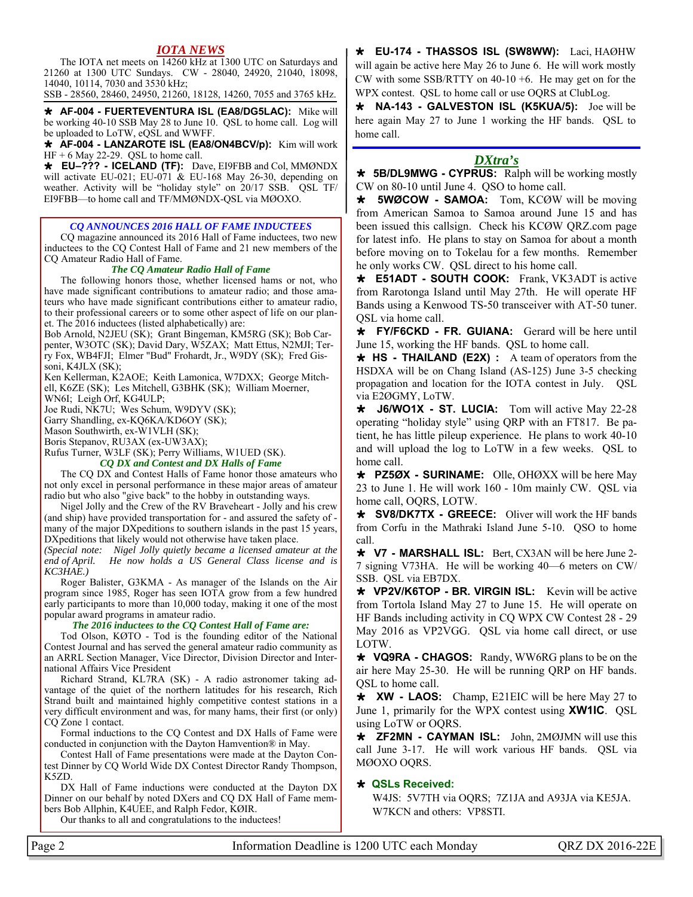## *IOTA NEWS*

The IOTA net meets on 14260 kHz at 1300 UTC on Saturdays and 21260 at 1300 UTC Sundays. CW - 28040, 24920, 21040, 18098, 14040, 10114, 7030 and 3530 kHz;
SSB - 28560, 28460, 24950, 21260, 18128, 14260, 7055 and 3765 kHz.

★ **AF-004 - FUERTEVENTURA ISL (EA8/DG5LAC):** Mike will be working 40-10 SSB May 28 to June 10. QSL to home call. Log will be uploaded to LoTW, eQSL and WWFF.

★ **AF-004 - LANZAROTE ISL (EA8/ON4BCV/p):** Kim will work HF + 6 May 22-29. QSL to home call.

★ **EU–??? - ICELAND (TF):** Dave, EI9FBB and Col, MMØNDX will activate EU-021; EU-071 & EU-168 May 26-30, depending on weather. Activity will be "holiday style" on 20/17 SSB. QSL TF/EI9FBB—to home call and TF/MMØNDX-QSL via MØOXO.

### *CQ ANNOUNCES 2016 HALL OF FAME INDUCTEES*

CQ magazine announced its 2016 Hall of Fame inductees, two new inductees to the CQ Contest Hall of Fame and 21 new members of the CQ Amateur Radio Hall of Fame.

#### *The CQ Amateur Radio Hall of Fame*

The following honors those, whether licensed hams or not, who have made significant contributions to amateur radio; and those amateurs who have made significant contributions either to amateur radio, to their professional careers or to some other aspect of life on our planet. The 2016 inductees (listed alphabetically) are:

Bob Arnold, N2JEU (SK); Grant Bingeman, KM5RG (SK); Bob Carpenter, W3OTC (SK); David Dary, W5ZAX; Matt Ettus, N2MJI; Terry Fox, WB4FJI; Elmer "Bud" Frohardt, Jr., W9DY (SK); Fred Gissoni, K4JLX (SK);
Ken Kellerman, K2AOE; Keith Lamonica, W7DXX; George Mitchell, K6ZE (SK); Les Mitchell, G3BHK (SK); William Moerner, WN6I; Leigh Orf, KG4ULP;
Joe Rudi, NK7U; Wes Schum, W9DYV (SK);
Garry Shandling, ex-KQ6KA/KD6OY (SK);
Mason Southwirth, ex-W1VLH (SK);
Boris Stepanov, RU3AX (ex-UW3AX);
Rufus Turner, W3LF (SK); Perry Williams, W1UED (SK).

#### *CQ DX and Contest and DX Halls of Fame*

The CQ DX and Contest Halls of Fame honor those amateurs who not only excel in personal performance in these major areas of amateur radio but who also "give back" to the hobby in outstanding ways.

Nigel Jolly and the Crew of the RV Braveheart - Jolly and his crew (and ship) have provided transportation for - and assured the safety of - many of the major DXpeditions to southern islands in the past 15 years, DXpeditions that likely would not otherwise have taken place.

*(Special note: Nigel Jolly quietly became a licensed amateur at the end of April. He now holds a US General Class license and is KC3HAE.)*

Roger Balister, G3KMA - As manager of the Islands on the Air program since 1985, Roger has seen IOTA grow from a few hundred early participants to more than 10,000 today, making it one of the most popular award programs in amateur radio.

#### *The 2016 inductees to the CQ Contest Hall of Fame are:*

Tod Olson, KØTO - Tod is the founding editor of the National Contest Journal and has served the general amateur radio community as an ARRL Section Manager, Vice Director, Division Director and International Affairs Vice President

Richard Strand, KL7RA (SK) - A radio astronomer taking advantage of the quiet of the northern latitudes for his research, Rich Strand built and maintained highly competitive contest stations in a very difficult environment and was, for many hams, their first (or only) CQ Zone 1 contact.

Formal inductions to the CQ Contest and DX Halls of Fame were conducted in conjunction with the Dayton Hamvention® in May.

Contest Hall of Fame presentations were made at the Dayton Contest Dinner by CQ World Wide DX Contest Director Randy Thompson, K5ZD.

DX Hall of Fame inductions were conducted at the Dayton DX Dinner on our behalf by noted DXers and CQ DX Hall of Fame members Bob Allphin, K4UEE, and Ralph Fedor, KØIR.

Our thanks to all and congratulations to the inductees!

★ **EU-174 - THASSOS ISL (SW8WW):** Laci, HAØHW will again be active here May 26 to June 6. He will work mostly CW with some SSB/RTTY on 40-10 +6. He may get on for the WPX contest. QSL to home call or use OQRS at ClubLog.

★ **NA-143 - GALVESTON ISL (K5KUA/5):** Joe will be here again May 27 to June 1 working the HF bands. QSL to home call.

## *DXtra's*

★ **5B/DL9MWG - CYPRUS:** Ralph will be working mostly CW on 80-10 until June 4. QSO to home call.

★ **5WØCOW - SAMOA:** Tom, KCØW will be moving from American Samoa to Samoa around June 15 and has been issued this callsign. Check his KCØW QRZ.com page for latest info. He plans to stay on Samoa for about a month before moving on to Tokelau for a few months. Remember he only works CW. QSL direct to his home call.

★ **E51ADT - SOUTH COOK:** Frank, VK3ADT is active from Rarotonga Island until May 27th. He will operate HF Bands using a Kenwood TS-50 transceiver with AT-50 tuner. QSL via home call.

★ **FY/F6CKD - FR. GUIANA:** Gerard will be here until June 15, working the HF bands. QSL to home call.

★ **HS - THAILAND (E2X) :** A team of operators from the HSDXA will be on Chang Island (AS-125) June 3-5 checking propagation and location for the IOTA contest in July. QSL via E2ØGMY, LoTW.

★ **J6/WO1X - ST. LUCIA:** Tom will active May 22-28 operating "holiday style" using QRP with an FT817. Be patient, he has little pileup experience. He plans to work 40-10 and will upload the log to LoTW in a few weeks. QSL to home call.

★ **PZ5ØX - SURINAME:** Olle, OHØXX will be here May 23 to June 1. He will work 160 - 10m mainly CW. QSL via home call, OQRS, LOTW.

★ **SV8/DK7TX - GREECE:** Oliver will work the HF bands from Corfu in the Mathraki Island June 5-10. QSO to home call.

★ **V7 - MARSHALL ISL:** Bert, CX3AN will be here June 2-7 signing V73HA. He will be working 40—6 meters on CW/SSB. QSL via EB7DX.

★ **VP2V/K6TOP - BR. VIRGIN ISL:** Kevin will be active from Tortola Island May 27 to June 15. He will operate on HF Bands including activity in CQ WPX CW Contest 28 - 29 May 2016 as VP2VGG. QSL via home call direct, or use LOTW.

★ **VQ9RA - CHAGOS:** Randy, WW6RG plans to be on the air here May 25-30. He will be running QRP on HF bands. QSL to home call.

★ **XW - LAOS:** Champ, E21EIC will be here May 27 to June 1, primarily for the WPX contest using **XW1IC**. QSL using LoTW or OQRS.

★ **ZF2MN - CAYMAN ISL:** John, 2MØJMN will use this call June 3-17. He will work various HF bands. QSL via MØOXO OQRS.

★ **QSLs Received:**

W4JS: 5V7TH via OQRS; 7Z1JA and A93JA via KE5JA.
W7KCN and others: VP8STI.

Information Deadline is 1200 UTC each Monday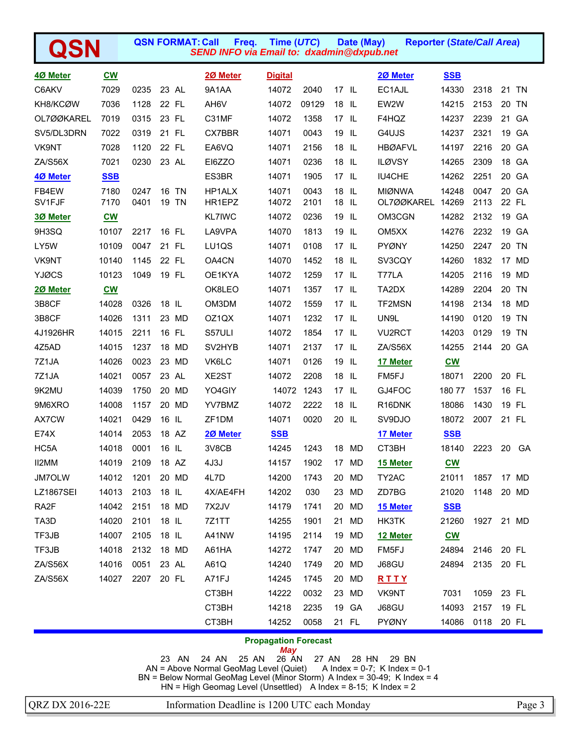# QSN

**QSN FORMAT: Call Freq. Time (*UTC*) Date (May) Reporter (*State/Call Area*)**

***SEND INFO via Email to: dxadmin@dxpub.net***

### 4Ø Meter CW

| Call | Freq. | Time | Date | Reporter |
|---|---|---|---|---|
| C6AKV | 7029 | 0235 | 23 | AL |
| KH8/KCØW | 7036 | 1128 | 22 | FL |
| OL7ØØKAREL | 7019 | 0315 | 23 | FL |
| SV5/DL3DRN | 7022 | 0319 | 21 | FL |
| VK9NT | 7028 | 1120 | 22 | FL |
| ZA/S56X | 7021 | 0230 | 23 | AL |

### 4Ø Meter SSB

| Call | Freq. | Time | Date | Reporter |
|---|---|---|---|---|
| FB4EW | 7180 | 0247 | 16 | TN |
| SV1FJF | 7170 | 0401 | 19 | TN |

### 3Ø Meter CW

| Call | Freq. | Time | Date | Reporter |
|---|---|---|---|---|
| 9H3SQ | 10107 | 2217 | 16 | FL |
| LY5W | 10109 | 0047 | 21 | FL |
| VK9NT | 10140 | 1145 | 22 | FL |
| YJØCS | 10123 | 1049 | 19 | FL |

### 2Ø Meter CW

| Call | Freq. | Time | Date | Reporter |
|---|---|---|---|---|
| 3B8CF | 14028 | 0326 | 18 | IL |
| 3B8CF | 14026 | 1311 | 23 | MD |
| 4J1926HR | 14015 | 2211 | 16 | FL |
| 4Z5AD | 14015 | 1237 | 18 | MD |
| 7Z1JA | 14026 | 0023 | 23 | MD |
| 7Z1JA | 14021 | 0057 | 23 | AL |
| 9K2MU | 14039 | 1750 | 20 | MD |
| 9M6XRO | 14008 | 1157 | 20 | MD |
| AX7CW | 14021 | 0429 | 16 | IL |
| E74X | 14014 | 2053 | 18 | AZ |
| HC5A | 14018 | 0001 | 16 | IL |
| II2MM | 14019 | 2109 | 18 | AZ |
| JM7OLW | 14012 | 1201 | 20 | MD |
| LZ1867SEI | 14013 | 2103 | 18 | IL |
| RA2F | 14042 | 2151 | 18 | MD |
| TA3D | 14020 | 2101 | 18 | IL |
| TF3JB | 14007 | 2105 | 18 | IL |
| TF3JB | 14018 | 2132 | 18 | MD |
| ZA/S56X | 14016 | 0051 | 23 | AL |
| ZA/S56X | 14027 | 2207 | 20 | FL |

### 2Ø Meter Digital

| Call | Freq. | Time | Date | Reporter |
|---|---|---|---|---|
| 9A1AA | 14072 | 2040 | 17 | IL |
| AH6V | 14072 | 09129 | 18 | IL |
| C31MF | 14072 | 1358 | 17 | IL |
| CX7BBR | 14071 | 0043 | 19 | IL |
| EA6VQ | 14071 | 2156 | 18 | IL |
| EI6ZZO | 14071 | 0236 | 18 | IL |
| ES3BR | 14071 | 1905 | 17 | IL |
| HP1ALX | 14071 | 0043 | 18 | IL |
| HR1EPZ | 14072 | 2101 | 18 | IL |
| KL7IWC | 14072 | 0236 | 19 | IL |
| LA9VPA | 14070 | 1813 | 19 | IL |
| LU1QS | 14071 | 0108 | 17 | IL |
| OA4CN | 14070 | 1452 | 18 | IL |
| OE1KYA | 14072 | 1259 | 17 | IL |
| OK8LEO | 14071 | 1357 | 17 | IL |
| OM3DM | 14072 | 1559 | 17 | IL |
| OZ1QX | 14071 | 1232 | 17 | IL |
| S57ULI | 14072 | 1854 | 17 | IL |
| SV2HYB | 14071 | 2137 | 17 | IL |
| VK6LC | 14071 | 0126 | 19 | IL |
| XE2ST | 14072 | 2208 | 18 | IL |
| YO4GIY | 14072 | 1243 | 17 | IL |
| YV7BMZ | 14072 | 2222 | 18 | IL |
| ZF1DM | 14071 | 0020 | 20 | IL |

### 2Ø Meter SSB

| Call | Freq. | Time | Date | Reporter |
|---|---|---|---|---|
| 3V8CB | 14245 | 1243 | 18 | MD |
| 4J3J | 14157 | 1902 | 17 | MD |
| 4L7D | 14200 | 1743 | 20 | MD |
| 4X/AE4FH | 14202 | 030 | 23 | MD |
| 7X2JV | 14179 | 1741 | 20 | MD |
| 7Z1TT | 14255 | 1901 | 21 | MD |
| A41NW | 14195 | 2114 | 19 | MD |
| A61HA | 14272 | 1747 | 20 | MD |
| A61Q | 14240 | 1749 | 20 | MD |
| A71FJ | 14245 | 1745 | 20 | MD |
| CT3BH | 14222 | 0032 | 23 | MD |
| CT3BH | 14218 | 2235 | 19 | GA |
| CT3BH | 14252 | 0058 | 21 | FL |
| EC1AJL | 14330 | 2318 | 21 | TN |
| EW2W | 14215 | 2153 | 20 | TN |
| F4HQZ | 14237 | 2239 | 21 | GA |
| G4UJS | 14237 | 2321 | 19 | GA |
| HBØAFVL | 14197 | 2216 | 20 | GA |
| ILØVSY | 14265 | 2309 | 18 | GA |
| IU4CHE | 14262 | 2251 | 20 | GA |
| MIØNWA | 14248 | 0047 | 20 | GA |
| OL7ØØKAREL | 14269 | 2113 | 22 | FL |
| OM3CGN | 14282 | 2132 | 19 | GA |
| OM5XX | 14276 | 2232 | 19 | GA |
| PYØNY | 14250 | 2247 | 20 | TN |
| SV3CQY | 14260 | 1832 | 17 | MD |
| T77LA | 14205 | 2116 | 19 | MD |
| TA2DX | 14289 | 2204 | 20 | TN |
| TF2MSN | 14198 | 2134 | 18 | MD |
| UN9L | 14190 | 0120 | 19 | TN |
| VU2RCT | 14203 | 0129 | 19 | TN |
| ZA/S56X | 14255 | 2144 | 20 | GA |

### 17 Meter CW

| Call | Freq. | Time | Date | Reporter |
|---|---|---|---|---|
| FM5FJ | 18071 | 2200 | 20 | FL |
| GJ4FOC | 180 77 | 1537 | 16 | FL |
| R16DNK | 18086 | 1430 | 19 | FL |
| SV9DJO | 18072 | 2007 | 21 | FL |

### 17 Meter SSB

| Call | Freq. | Time | Date | Reporter |
|---|---|---|---|---|
| CT3BH | 18140 | 2223 | 20 | GA |

### 15 Meter CW

| Call | Freq. | Time | Date | Reporter |
|---|---|---|---|---|
| TY2AC | 21011 | 1857 | 17 | MD |
| ZD7BG | 21020 | 1148 | 20 | MD |

### 15 Meter SSB

| Call | Freq. | Time | Date | Reporter |
|---|---|---|---|---|
| HK3TK | 21260 | 1927 | 21 | MD |

### 12 Meter CW

| Call | Freq. | Time | Date | Reporter |
|---|---|---|---|---|
| FM5FJ | 24894 | 2146 | 20 | FL |
| J68GU | 24894 | 2135 | 20 | FL |

### R T T Y

| Call | Freq. | Time | Date | Reporter |
|---|---|---|---|---|
| VK9NT | 7031 | 1059 | 23 | FL |
| J68GU | 14093 | 2157 | 19 | FL |
| PYØNY | 14086 | 0118 | 20 | FL |

## Propagation Forecast

*May*

23 AN 24 AN 25 AN 26 AN 27 AN 28 HN 29 BN

AN = Above Normal GeoMag Level (Quiet) A Index = 0-7; K Index = 0-1

BN = Below Normal GeoMag Level (Minor Storm) A Index = 30-49; K Index = 4

HN = High Geomag Level (Unsettled) A Index = 8-15; K Index = 2

QRZ DX 2016-22E Information Deadline is 1200 UTC each Monday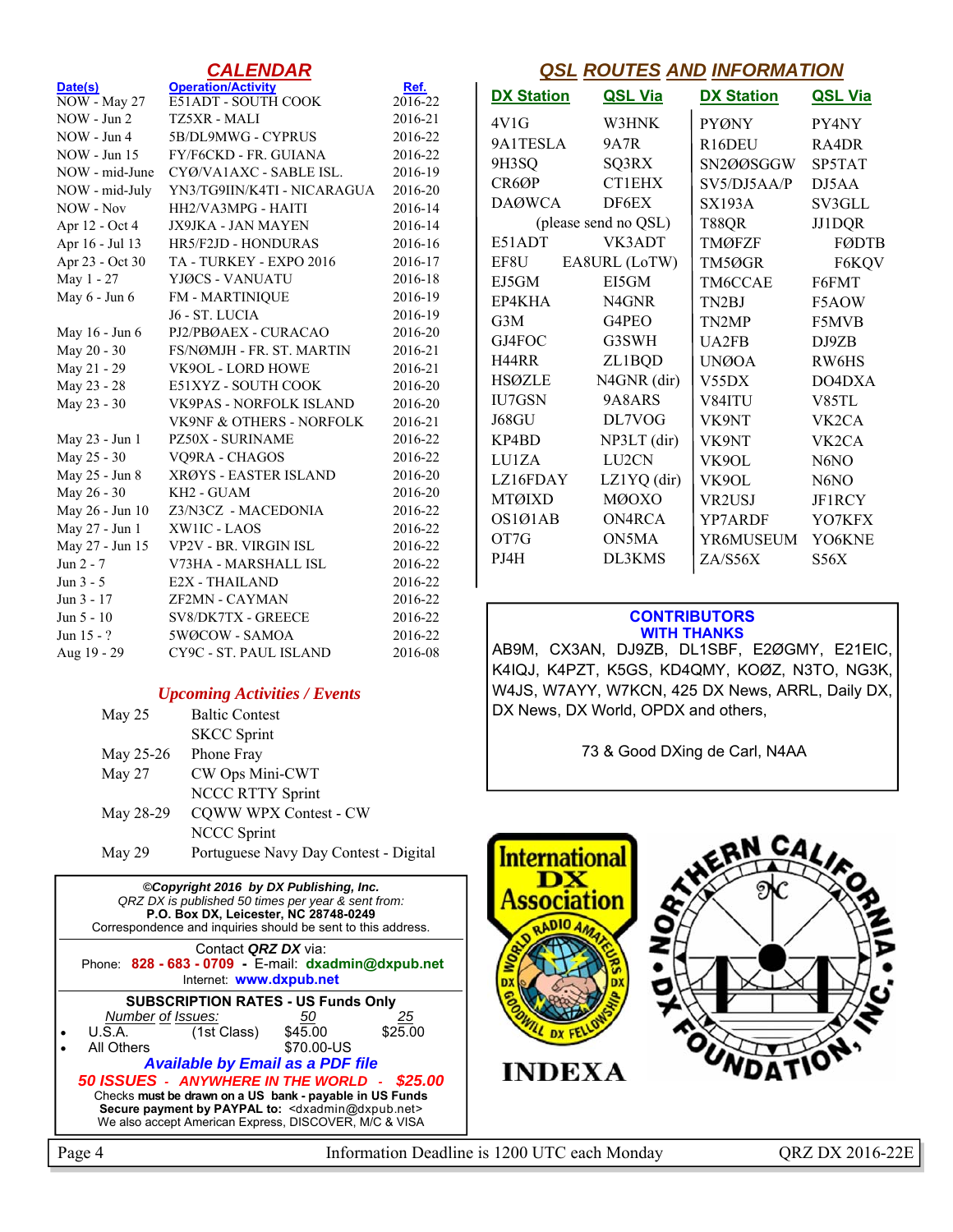## CALENDAR

| Date(s) | Operation/Activity | Ref. |
|---|---|---|
| NOW - May 27 | E51ADT - SOUTH COOK | 2016-22 |
| NOW - Jun 2 | TZ5XR - MALI | 2016-21 |
| NOW - Jun 4 | 5B/DL9MWG - CYPRUS | 2016-22 |
| NOW - Jun 15 | FY/F6CKD - FR. GUIANA | 2016-22 |
| NOW - mid-June | CYØ/VA1AXC - SABLE ISL. | 2016-19 |
| NOW - mid-July | YN3/TG9IIN/K4TI - NICARAGUA | 2016-20 |
| NOW - Nov | HH2/VA3MPG - HAITI | 2016-14 |
| Apr 12 - Oct 4 | JX9JKA - JAN MAYEN | 2016-14 |
| Apr 16 - Jul 13 | HR5/F2JD - HONDURAS | 2016-16 |
| Apr 23 - Oct 30 | TA - TURKEY - EXPO 2016 | 2016-17 |
| May 1 - 27 | YJØCS - VANUATU | 2016-18 |
| May 6 - Jun 6 | FM - MARTINIQUE | 2016-19 |
| | J6 - ST. LUCIA | 2016-19 |
| May 16 - Jun 6 | PJ2/PBØAEX - CURACAO | 2016-20 |
| May 20 - 30 | FS/NØMJH - FR. ST. MARTIN | 2016-21 |
| May 21 - 29 | VK9OL - LORD HOWE | 2016-21 |
| May 23 - 28 | E51XYZ - SOUTH COOK | 2016-20 |
| May 23 - 30 | VK9PAS - NORFOLK ISLAND | 2016-20 |
| | VK9NF & OTHERS - NORFOLK | 2016-21 |
| May 23 - Jun 1 | PZ50X - SURINAME | 2016-22 |
| May 25 - 30 | VQ9RA - CHAGOS | 2016-22 |
| May 25 - Jun 8 | XRØYS - EASTER ISLAND | 2016-20 |
| May 26 - 30 | KH2 - GUAM | 2016-20 |
| May 26 - Jun 10 | Z3/N3CZ - MACEDONIA | 2016-22 |
| May 27 - Jun 1 | XW1IC - LAOS | 2016-22 |
| May 27 - Jun 15 | VP2V - BR. VIRGIN ISL | 2016-22 |
| Jun 2 - 7 | V73HA - MARSHALL ISL | 2016-22 |
| Jun 3 - 5 | E2X - THAILAND | 2016-22 |
| Jun 3 - 17 | ZF2MN - CAYMAN | 2016-22 |
| Jun 5 - 10 | SV8/DK7TX - GREECE | 2016-22 |
| Jun 15 - ? | 5WØCOW - SAMOA | 2016-22 |
| Aug 19 - 29 | CY9C - ST. PAUL ISLAND | 2016-08 |

### *Upcoming Activities / Events*

| | |
|---|---|
| May 25 | Baltic Contest |
| | SKCC Sprint |
| May 25-26 | Phone Fray |
| May 27 | CW Ops Mini-CWT |
| | NCCC RTTY Sprint |
| May 28-29 | CQWW WPX Contest - CW |
| | NCCC Sprint |
| May 29 | Portuguese Navy Day Contest - Digital |

*©Copyright 2016 by DX Publishing, Inc.*
*QRZ DX is published 50 times per year & sent from:*
**P.O. Box DX, Leicester, NC 28748-0249**
Correspondence and inquiries should be sent to this address.

Contact *QRZ DX* via:
Phone: **828 - 683 - 0709** - E-mail: **dxadmin@dxpub.net**
Internet: **www.dxpub.net**

**SUBSCRIPTION RATES - US Funds Only**

| *Number of Issues:* | | *50* | *25* |
|---|---|---|---|
| U.S.A. | (1st Class) | $45.00 | $25.00 |
| All Others | | $70.00-US | |

***Available by Email as a PDF file***
***50 ISSUES - ANYWHERE IN THE WORLD - $25.00***
Checks **must be drawn on a US bank - payable in US Funds**
**Secure payment by PAYPAL to:** <dxadmin@dxpub.net>
We also accept American Express, DISCOVER, M/C & VISA

## *QSL ROUTES AND INFORMATION*

| DX Station | QSL Via | DX Station | QSL Via |
|---|---|---|---|
| 4V1G | W3HNK | PYØNY | PY4NY |
| 9A1TESLA | 9A7R | R16DEU | RA4DR |
| 9H3SQ | SQ3RX | SN2ØØSGGW | SP5TAT |
| CR6ØP | CT1EHX | SV5/DJ5AA/P | DJ5AA |
| DAØWCA | DF6EX | SX193A | SV3GLL |
| | (please send no QSL) | T88QR | JJ1DQR |
| E51ADT | VK3ADT | TMØFZF | FØDTB |
| EF8U | EA8URL (LoTW) | TM5ØGR | F6KQV |
| EJ5GM | EI5GM | TM6CCAE | F6FMT |
| EP4KHA | N4GNR | TN2BJ | F5AOW |
| G3M | G4PEO | TN2MP | F5MVB |
| GJ4FOC | G3SWH | UA2FB | DJ9ZB |
| H44RR | ZL1BQD | UNØOA | RW6HS |
| HSØZLE | N4GNR (dir) | V55DX | DO4DXA |
| IU7GSN | 9A8ARS | V84ITU | V85TL |
| J68GU | DL7VOG | VK9NT | VK2CA |
| KP4BD | NP3LT (dir) | VK9NT | VK2CA |
| LU1ZA | LU2CN | VK9OL | N6NO |
| LZ16FDAY | LZ1YQ (dir) | VK9OL | N6NO |
| MTØIXD | MØOXO | VR2USJ | JF1RCY |
| OS1Ø1AB | ON4RCA | YP7ARDF | YO7KFX |
| OT7G | ON5MA | YR6MUSEUM | YO6KNE |
| PJ4H | DL3KMS | ZA/S56X | S56X |

**CONTRIBUTORS**
**WITH THANKS**

AB9M, CX3AN, DJ9ZB, DL1SBF, E2ØGMY, E21EIC, K4IQJ, K4PZT, K5GS, KD4QMY, KOØZ, N3TO, NG3K, W4JS, W7AYY, W7KCN, 425 DX News, ARRL, Daily DX, DX News, DX World, OPDX and others,

73 & Good DXing de Carl, N4AA

International DX Association
WORLD RADIO AMATEURS DX GOODWILL DX FELLOWSHIP DX
INDEXA

NORTHERN CALIFORNIA DX FOUNDATION, INC.

Information Deadline is 1200 UTC each Monday